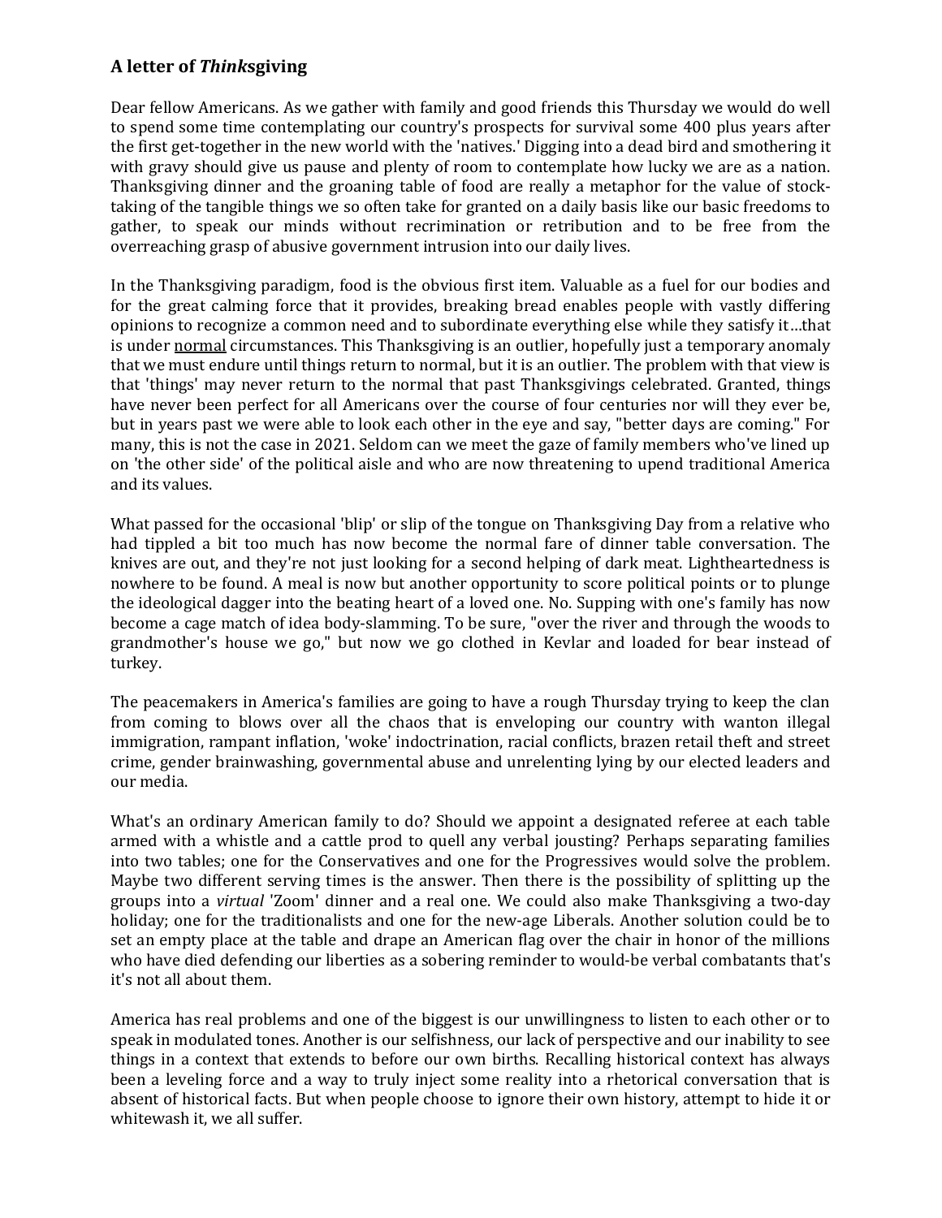## A letter of ***Thinks*giving**

Dear fellow Americans. As we gather with family and good friends this Thursday we would do well to spend some time contemplating our country's prospects for survival some 400 plus years after the first get-together in the new world with the 'natives.' Digging into a dead bird and smothering it with gravy should give us pause and plenty of room to contemplate how lucky we are as a nation. Thanksgiving dinner and the groaning table of food are really a metaphor for the value of stock-taking of the tangible things we so often take for granted on a daily basis like our basic freedoms to gather, to speak our minds without recrimination or retribution and to be free from the overreaching grasp of abusive government intrusion into our daily lives.

In the Thanksgiving paradigm, food is the obvious first item. Valuable as a fuel for our bodies and for the great calming force that it provides, breaking bread enables people with vastly differing opinions to recognize a common need and to subordinate everything else while they satisfy it…that is under <u>normal</u> circumstances. This Thanksgiving is an outlier, hopefully just a temporary anomaly that we must endure until things return to normal, but it is an outlier. The problem with that view is that 'things' may never return to the normal that past Thanksgivings celebrated. Granted, things have never been perfect for all Americans over the course of four centuries nor will they ever be, but in years past we were able to look each other in the eye and say, "better days are coming." For many, this is not the case in 2021. Seldom can we meet the gaze of family members who've lined up on 'the other side' of the political aisle and who are now threatening to upend traditional America and its values.

What passed for the occasional 'blip' or slip of the tongue on Thanksgiving Day from a relative who had tippled a bit too much has now become the normal fare of dinner table conversation. The knives are out, and they're not just looking for a second helping of dark meat. Lightheartedness is nowhere to be found. A meal is now but another opportunity to score political points or to plunge the ideological dagger into the beating heart of a loved one. No. Supping with one's family has now become a cage match of idea body-slamming. To be sure, "over the river and through the woods to grandmother's house we go," but now we go clothed in Kevlar and loaded for bear instead of turkey.

The peacemakers in America's families are going to have a rough Thursday trying to keep the clan from coming to blows over all the chaos that is enveloping our country with wanton illegal immigration, rampant inflation, 'woke' indoctrination, racial conflicts, brazen retail theft and street crime, gender brainwashing, governmental abuse and unrelenting lying by our elected leaders and our media.

What's an ordinary American family to do? Should we appoint a designated referee at each table armed with a whistle and a cattle prod to quell any verbal jousting? Perhaps separating families into two tables; one for the Conservatives and one for the Progressives would solve the problem. Maybe two different serving times is the answer. Then there is the possibility of splitting up the groups into a *virtual* 'Zoom' dinner and a real one. We could also make Thanksgiving a two-day holiday; one for the traditionalists and one for the new-age Liberals. Another solution could be to set an empty place at the table and drape an American flag over the chair in honor of the millions who have died defending our liberties as a sobering reminder to would-be verbal combatants that's it's not all about them.

America has real problems and one of the biggest is our unwillingness to listen to each other or to speak in modulated tones. Another is our selfishness, our lack of perspective and our inability to see things in a context that extends to before our own births. Recalling historical context has always been a leveling force and a way to truly inject some reality into a rhetorical conversation that is absent of historical facts. But when people choose to ignore their own history, attempt to hide it or whitewash it, we all suffer.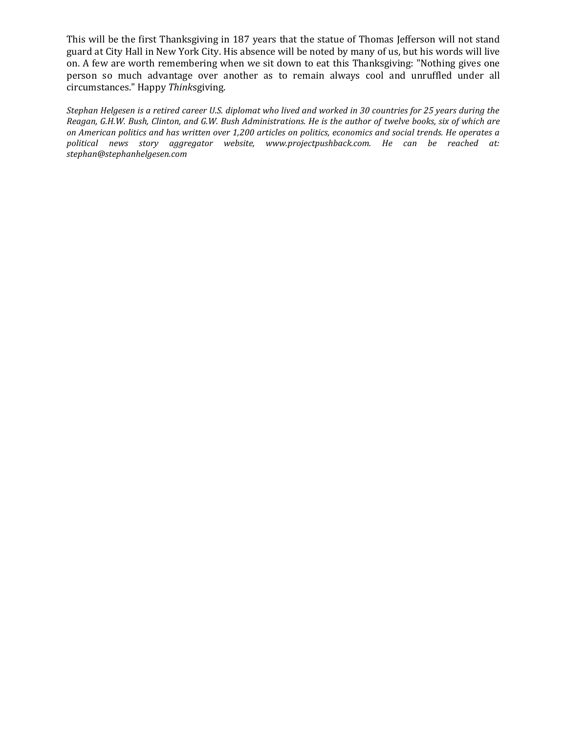This will be the first Thanksgiving in 187 years that the statue of Thomas Jefferson will not stand guard at City Hall in New York City. His absence will be noted by many of us, but his words will live on. A few are worth remembering when we sit down to eat this Thanksgiving: "Nothing gives one person so much advantage over another as to remain always cool and unruffled under all circumstances." Happy *Think*sgiving.

*Stephan Helgesen is a retired career U.S. diplomat who lived and worked in 30 countries for 25 years during the Reagan, G.H.W. Bush, Clinton, and G.W. Bush Administrations. He is the author of twelve books, six of which are on American politics and has written over 1,200 articles on politics, economics and social trends. He operates a political news story aggregator website, www.projectpushback.com. He can be reached at: stephan@stephanhelgesen.com*